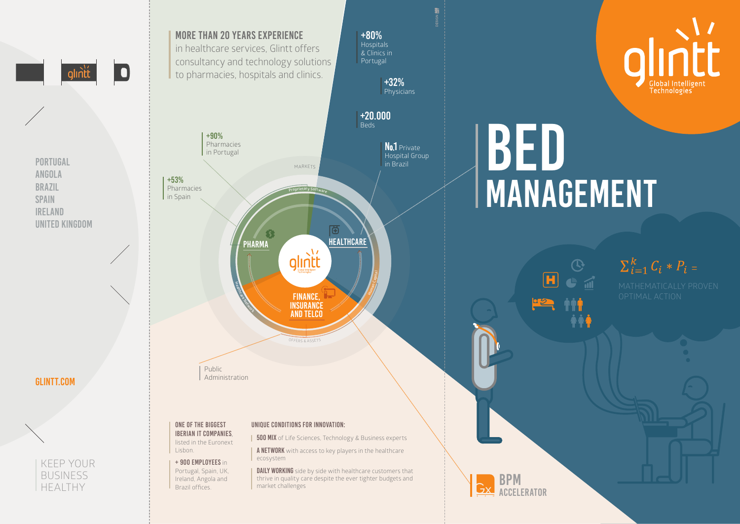PORTUGAL
ANGOLA
BRAZIL
SPAIN
IRELAND
UNITED KINGDOM

GLINTT.COM

KEEP YOUR BUSINESS HEALTHY

**MORE THAN 20 YEARS EXPERIENCE** in healthcare services, Glintt offers consultancy and technology solutions to pharmacies, hospitals and clinics.

**+80%** Hospitals & Clinics in Portugal

**+32%** Physicians

**+20.000** Beds

**No.1** Private Hospital Group in Brazil

**+90%** Pharmacies in Portugal

**+53%** Pharmacies in Spain

MARKETS

Proprietary Software

PHARMA

HEALTHCARE

FINANCE, INSURANCE AND TELCO

Healthcare Network

Human Capital

OFFERS & ASSETS

Public Administration

**ONE OF THE BIGGEST IBERIAN IT COMPANIES**, listed in the Euronext Lisbon.

**+ 900 EMPLOYEES** in Portugal, Spain, UK, Ireland, Angola and Brazil offices.

**UNIQUE CONDITIONS FOR INNOVATION:**

- **500 MIX** of Life Sciences, Technology & Business experts
- **A NETWORK** with access to key players in the healthcare ecosystem
- **DAILY WORKING** side by side with healthcare customers that thrive in quality care despite the ever tighter budgets and market challenges

glintt Global Intelligent Technologies

# BED MANAGEMENT

$\sum_{i=1}^{k} C_i * P_i =$

MATHEMATICALLY PROVEN OPTIMAL ACTION

BPM ACCELERATOR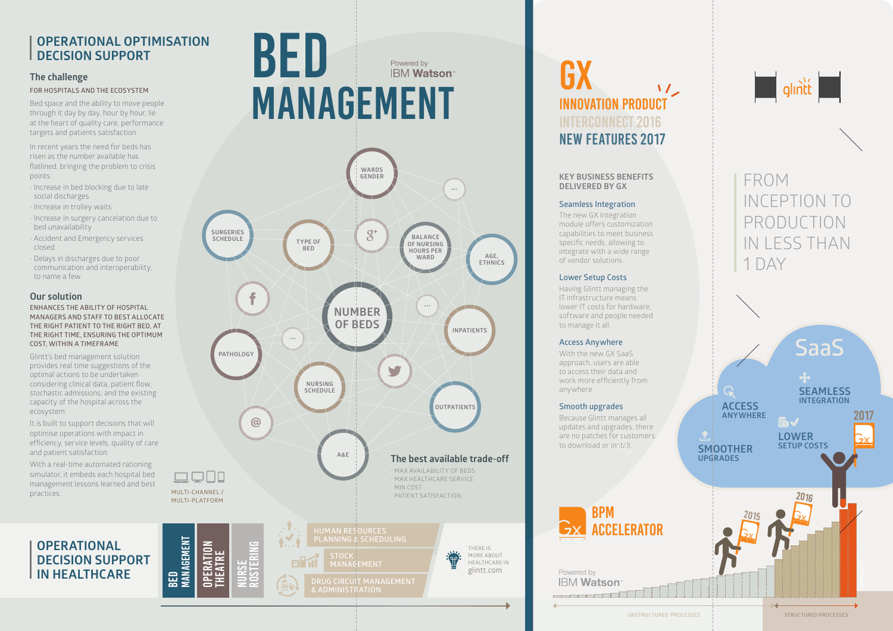## OPERATIONAL OPTIMISATION DECISION SUPPORT

# BED MANAGEMENT

Powered by IBM Watson

### The challenge

FOR HOSPITALS AND THE ECOSYSTEM

Bed space and the ability to move people through it day by day, hour by hour, lie at the heart of quality care, performance targets and patients satisfaction.

In recent years the need for beds has risen as the number available has flatlined, bringing the problem to crisis points:

- Increase in bed blocking due to late social discharges
- Increase in trolley waits
- Increase in surgery cancelation due to bed unavailability
- Accident and Emergency services closed
- Delays in discharges due to poor communication and interoperability, to name a few.

### Our solution

ENHANCES THE ABILITY OF HOSPITAL MANAGERS AND STAFF TO BEST ALLOCATE THE RIGHT PATIENT TO THE RIGHT BED, AT THE RIGHT TIME, ENSURING THE OPTIMUM COST, WITHIN A TIMEFRAME

Glintt's bed management solution provides real time suggestions of the optimal actions to be undertaken considering clinical data, patient flow, stochastic admissions, and the existing capacity of the hospital across the ecosystem.

It is built to support decisions that will optimise operations with impact in efficiency, service levels, quality of care and patient satisfaction.

With a real-time automated rationing simulator, it embeds each hospital bed management lessons learned and best practices.

WARDS GENDER
...
SURGERIES SCHEDULE
TYPE OF BED
BALANCE OF NURSING HOURS PER WARD
AGE, ETHNICS
NUMBER OF BEDS
...
INPATIENTS
...
PATHOLOGY
NURSING SCHEDULE
OUTPATIENTS
A&E

MULTI-CHANNEL / MULTI-PLATFORM

### The best available trade-off

- MAX AVAILABILITY OF BEDS
- MAX HEALTHCARE SERVICE
- MIN COST
- PATIENT SATISFACTION

## OPERATIONAL DECISION SUPPORT IN HEALTHCARE

BED MANAGEMENT
OPERATION THEATRE
NURSE ROSTERING

HUMAN RESOURCES PLANNING & SCHEDULING
STOCK MANAGEMENT
DRUG CIRCUIT MANAGEMENT & ADMINISTRATION

THERE IS MORE ABOUT HEALTHCARE IN glintt.com

# GX

## INNOVATION PRODUCT
## INTERCONNECT 2016
## NEW FEATURES 2017

glintt

FROM INCEPTION TO PRODUCTION IN LESS THAN 1 DAY

### KEY BUSINESS BENEFITS DELIVERED BY GX

**Seamless Integration**

The new GX Integration module offers customization capabilities to meet business specific needs, allowing to integrate with a wide range of vendor solutions.

**Lower Setup Costs**

Having Glintt managing the IT infrastructure means lower IT costs for hardware, software and people needed to manage it all.

**Access Anywhere**

With the new GX SaaS approach, users are able to access their data and work more efficiently from anywhere.

**Smooth upgrades**

Because Glintt manages all updates and upgrades, there are no patches for customers to download or install.

SaaS
ACCESS ANYWHERE
SEAMLESS INTEGRATION
LOWER SETUP COSTS
SMOOTHER UPGRADES
2017
2016
2015

## BPM ACCELERATOR

Powered by IBM Watson

UNSTRUCTURED PROCESSES
STRUCTURED PROCESSES